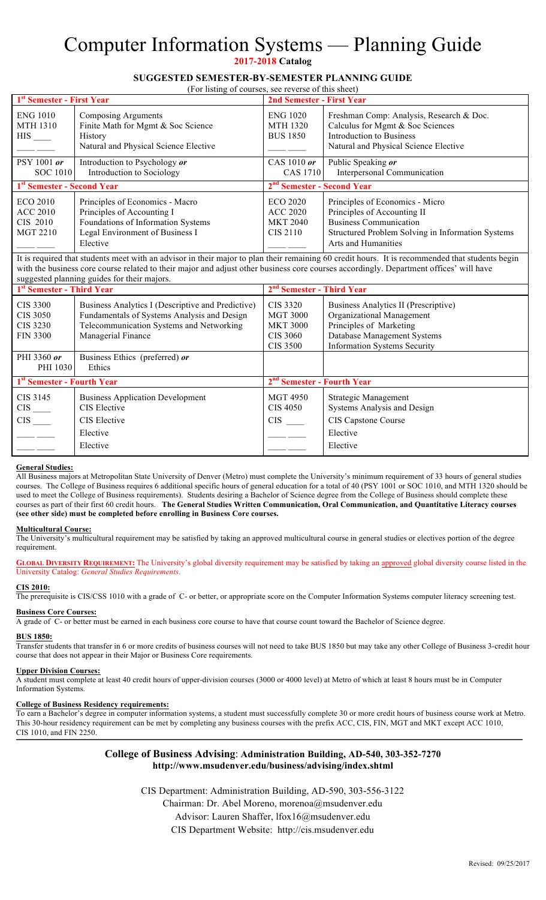# Computer Information Systems — Planning Guide

**2017-2018 Catalog**

## SUGGESTED SEMESTER-BY-SEMESTER PLANNING GUIDE

(For listing of courses, see reverse of this sheet)

| 1st Semester - First Year | | 2nd Semester - First Year | |
|---|---|---|---|
| ENG 1010 | Composing Arguments | ENG 1020 | Freshman Comp: Analysis, Research & Doc. |
| MTH 1310 | Finite Math for Mgmt & Soc Science | MTH 1320 | Calculus for Mgmt & Soc Sciences |
| HIS ____ | History | BUS 1850 | Introduction to Business |
| ____ ____ | Natural and Physical Science Elective | ____ ____ | Natural and Physical Science Elective |
| PSY 1001 *or* SOC 1010 | Introduction to Psychology *or* Introduction to Sociology | CAS 1010 *or* CAS 1710 | Public Speaking *or* Interpersonal Communication |
| **1st Semester - Second Year** | | **2nd Semester - Second Year** | |
| ECO 2010 | Principles of Economics - Macro | ECO 2020 | Principles of Economics - Micro |
| ACC 2010 | Principles of Accounting I | ACC 2020 | Principles of Accounting II |
| CIS 2010 | Foundations of Information Systems | MGT 2040 | Business Communication |
| MGT 2210 | Legal Environment of Business I | CIS 2110 | Structured Problem Solving in Information Systems |
| ____ ____ | Elective | ____ ____ | Arts and Humanities |

It is required that students meet with an advisor in their major to plan their remaining 60 credit hours. It is recommended that students begin with the business core course related to their major and adjust other business core courses accordingly. Department offices' will have suggested planning guides for their majors.

| 1st Semester - Third Year | | 2nd Semester - Third Year | |
|---|---|---|---|
| CIS 3300 | Business Analytics I (Descriptive and Predictive) | CIS 3320 | Business Analytics II (Prescriptive) |
| CIS 3050 | Fundamentals of Systems Analysis and Design | MGT 3000 | Organizational Management |
| CIS 3230 | Telecommunication Systems and Networking | MKT 3000 | Principles of Marketing |
| FIN 3300 | Managerial Finance | CIS 3060 | Database Management Systems |
| | | CIS 3500 | Information Systems Security |
| PHI 3360 *or* PHI 1030 | Business Ethics (preferred) *or* Ethics | | |
| **1st Semester - Fourth Year** | | **2nd Semester - Fourth Year** | |
| CIS 3145 | Business Application Development | MGT 4950 | Strategic Management |
| CIS ____ | CIS Elective | CIS 4050 | Systems Analysis and Design |
| CIS ____ | CIS Elective | CIS ____ | CIS Capstone Course |
| ____ ____ | Elective | ____ ____ | Elective |
| ____ ____ | Elective | ____ ____ | Elective |

### General Studies:

All Business majors at Metropolitan State University of Denver (Metro) must complete the University's minimum requirement of 33 hours of general studies courses. The College of Business requires 6 additional specific hours of general education for a total of 40 (PSY 1001 or SOC 1010, and MTH 1320 should be used to meet the College of Business requirements). Students desiring a Bachelor of Science degree from the College of Business should complete these courses as part of their first 60 credit hours. **The General Studies Written Communication, Oral Communication, and Quantitative Literacy courses (see other side) must be completed before enrolling in Business Core courses.**

### Multicultural Course:

The University's multicultural requirement may be satisfied by taking an approved multicultural course in general studies or electives portion of the degree requirement.

**GLOBAL DIVERSITY REQUIREMENT:** The University's global diversity requirement may be satisfied by taking an approved global diversity course listed in the University Catalog: *General Studies Requirements*.

### CIS 2010:

The prerequisite is CIS/CSS 1010 with a grade of C- or better, or appropriate score on the Computer Information Systems computer literacy screening test.

### Business Core Courses:

A grade of C- or better must be earned in each business core course to have that course count toward the Bachelor of Science degree.

### BUS 1850:

Transfer students that transfer in 6 or more credits of business courses will not need to take BUS 1850 but may take any other College of Business 3-credit hour course that does not appear in their Major or Business Core requirements.

### Upper Division Courses:

A student must complete at least 40 credit hours of upper-division courses (3000 or 4000 level) at Metro of which at least 8 hours must be in Computer Information Systems.

### College of Business Residency requirements:

To earn a Bachelor's degree in computer information systems, a student must successfully complete 30 or more credit hours of business course work at Metro. This 30-hour residency requirement can be met by completing any business courses with the prefix ACC, CIS, FIN, MGT and MKT except ACC 1010, CIS 1010, and FIN 2250.

---

**College of Business Advising: Administration Building, AD-540, 303-352-7270**
**http://www.msudenver.edu/business/advising/index.shtml**

CIS Department: Administration Building, AD-590, 303-556-3122
Chairman: Dr. Abel Moreno, morenoa@msudenver.edu
Advisor: Lauren Shaffer, lfox16@msudenver.edu
CIS Department Website: http://cis.msudenver.edu

Revised: 09/25/2017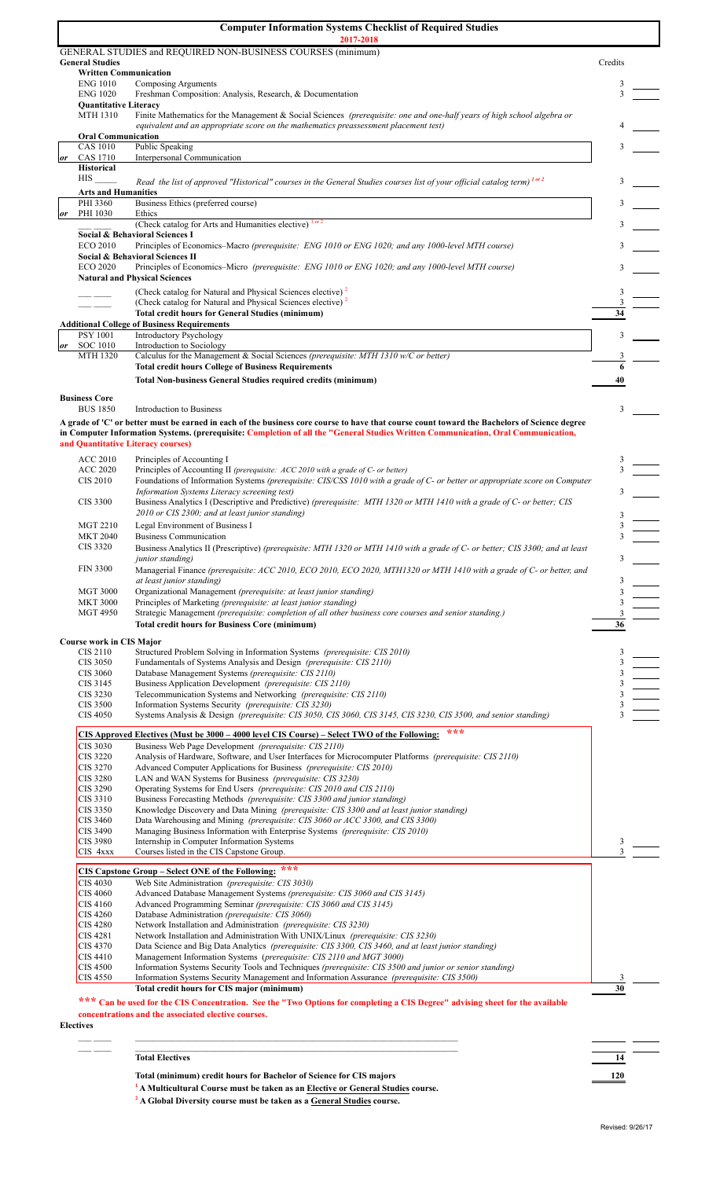# Computer Information Systems Checklist of Required Studies

**2017-2018**

GENERAL STUDIES and REQUIRED NON-BUSINESS COURSES (minimum)

| | | | Credits | |
|---|---|---|---|---|
| **General Studies** | | | | |
| **Written Communication** | | | | |
| | ENG 1010 | Composing Arguments | 3 | ____ |
| | ENG 1020 | Freshman Composition: Analysis, Research, & Documentation | 3 | ____ |
| **Quantitative Literacy** | | | | |
| | MTH 1310 | Finite Mathematics for the Management & Social Sciences *(prerequisite: one and one-half years of high school algebra or equivalent and an appropriate score on the mathematics preassessment placement test)* | 4 | ____ |
| **Oral Communication** | | | | |
| | CAS 1010 | Public Speaking | 3 | ____ |
| or | CAS 1710 | Interpersonal Communication | | |
| **Historical** | | | | |
| | HIS ____ | *Read the list of approved "Historical" courses in the General Studies courses list of your official catalog term)* [1 or 2] | 3 | ____ |
| **Arts and Humanities** | | | | |
| | PHI 3360 | Business Ethics (preferred course) | 3 | ____ |
| or | PHI 1030 | Ethics | | |
| | ___ ____ | (Check catalog for Arts and Humanities elective) [1 or 2] | 3 | ____ |
| **Social & Behavioral Sciences I** | | | | |
| | ECO 2010 | Principles of Economics–Macro *(prerequisite: ENG 1010 or ENG 1020; and any 1000-level MTH course)* | 3 | ____ |
| **Social & Behavioral Sciences II** | | | | |
| | ECO 2020 | Principles of Economics–Micro *(prerequisite: ENG 1010 or ENG 1020; and any 1000-level MTH course)* | 3 | ____ |
| **Natural and Physical Sciences** | | | | |
| | ___ ____ | (Check catalog for Natural and Physical Sciences elective) [2] | 3 | ____ |
| | ___ ____ | (Check catalog for Natural and Physical Sciences elective) [2] | 3 | ____ |
| | | **Total credit hours for General Studies (minimum)** | **34** | |
| **Additional College of Business Requirements** | | | | |
| | PSY 1001 | Introductory Psychology | 3 | ____ |
| or | SOC 1010 | Introduction to Sociology | | |
| | MTH 1320 | Calculus for the Management & Social Sciences *(prerequisite: MTH 1310 w/C or better)* | 3 | ____ |
| | | **Total credit hours College of Business Requirements** | **6** | |
| | | **Total Non-business General Studies required credits (minimum)** | **40** | |

**Business Core**

| | | | | |
|---|---|---|---|---|
| BUS 1850 | Introduction to Business | 3 | ____ |

**A grade of 'C' or better must be earned in each of the business core course to have that course count toward the Bachelors of Science degree in Computer Information Systems. (prerequisite: Completion of all the "General Studies Written Communication, Oral Communication, and Quantitative Literacy courses)**

| | | | |
|---|---|---|---|
| ACC 2010 | Principles of Accounting I | 3 | ____ |
| ACC 2020 | Principles of Accounting II *(prerequisite: ACC 2010 with a grade of C- or better)* | 3 | ____ |
| CIS 2010 | Foundations of Information Systems *(prerequisite: CIS/CSS 1010 with a grade of C- or better or appropriate score on Computer Information Systems Literacy screening test)* | 3 | ____ |
| CIS 3300 | Business Analytics I (Descriptive and Predictive) *(prerequisite: MTH 1320 or MTH 1410 with a grade of C- or better; CIS 2010 or CIS 2300; and at least junior standing)* | 3 | ____ |
| MGT 2210 | Legal Environment of Business I | 3 | ____ |
| MKT 2040 | Business Communication | 3 | ____ |
| CIS 3320 | Business Analytics II (Prescriptive) *(prerequisite: MTH 1320 or MTH 1410 with a grade of C- or better; CIS 3300; and at least junior standing)* | 3 | ____ |
| FIN 3300 | Managerial Finance *(prerequisite: ACC 2010, ECO 2010, ECO 2020, MTH1320 or MTH 1410 with a grade of C- or better, and at least junior standing)* | 3 | ____ |
| MGT 3000 | Organizational Management *(prerequisite: at least junior standing)* | 3 | ____ |
| MKT 3000 | Principles of Marketing *(prerequisite: at least junior standing)* | 3 | ____ |
| MGT 4950 | Strategic Management *(prerequisite: completion of all other business core courses and senior standing.)* | 3 | ____ |
| | **Total credit hours for Business Core (minimum)** | **36** | |

**Course work in CIS Major**

| | | | |
|---|---|---|---|
| CIS 2110 | Structured Problem Solving in Information Systems *(prerequisite: CIS 2010)* | 3 | ____ |
| CIS 3050 | Fundamentals of Systems Analysis and Design *(prerequisite: CIS 2110)* | 3 | ____ |
| CIS 3060 | Database Management Systems *(prerequisite: CIS 2110)* | 3 | ____ |
| CIS 3145 | Business Application Development *(prerequisite: CIS 2110)* | 3 | ____ |
| CIS 3230 | Telecommunication Systems and Networking *(prerequisite: CIS 2110)* | 3 | ____ |
| CIS 3500 | Information Systems Security *(prerequisite: CIS 3230)* | 3 | ____ |
| CIS 4050 | Systems Analysis & Design *(prerequisite: CIS 3050, CIS 3060, CIS 3145, CIS 3230, CIS 3500, and senior standing)* | 3 | ____ |

**CIS Approved Electives (Must be 3000 – 4000 level CIS Course) – Select TWO of the Following: \*\*\***

| | | | |
|---|---|---|---|
| CIS 3030 | Business Web Page Development *(prerequisite: CIS 2110)* | | |
| CIS 3220 | Analysis of Hardware, Software, and User Interfaces for Microcomputer Platforms *(prerequisite: CIS 2110)* | | |
| CIS 3270 | Advanced Computer Applications for Business *(prerequisite: CIS 2010)* | | |
| CIS 3280 | LAN and WAN Systems for Business *(prerequisite: CIS 3230)* | | |
| CIS 3290 | Operating Systems for End Users *(prerequisite: CIS 2010 and CIS 2110)* | | |
| CIS 3310 | Business Forecasting Methods *(prerequisite: CIS 3300 and junior standing)* | | |
| CIS 3350 | Knowledge Discovery and Data Mining *(prerequisite: CIS 3300 and at least junior standing)* | | |
| CIS 3460 | Data Warehousing and Mining *(prerequisite: CIS 3060 or ACC 3300, and CIS 3300)* | | |
| CIS 3490 | Managing Business Information with Enterprise Systems *(prerequisite: CIS 2010)* | | |
| CIS 3980 | Internship in Computer Information Systems | 3 | ____ |
| CIS 4xxx | Courses listed in the CIS Capstone Group. | 3 | ____ |

**CIS Capstone Group – Select ONE of the Following: \*\*\***

| | | | |
|---|---|---|---|
| CIS 4030 | Web Site Administration *(prerequisite: CIS 3030)* | | |
| CIS 4060 | Advanced Database Management Systems *(prerequisite: CIS 3060 and CIS 3145)* | | |
| CIS 4160 | Advanced Programming Seminar *(prerequisite: CIS 3060 and CIS 3145)* | | |
| CIS 4260 | Database Administration *(prerequisite: CIS 3060)* | | |
| CIS 4280 | Network Installation and Administration *(prerequisite: CIS 3230)* | | |
| CIS 4281 | Network Installation and Administration With UNIX/Linux *(prerequisite: CIS 3230)* | | |
| CIS 4370 | Data Science and Big Data Analytics *(prerequisite: CIS 3300, CIS 3460, and at least junior standing)* | | |
| CIS 4410 | Management Information Systems *(prerequisite: CIS 2110 and MGT 3000)* | | |
| CIS 4500 | Information Systems Security Tools and Techniques *(prerequisite: CIS 3500 and junior or senior standing)* | | |
| CIS 4550 | Information Systems Security Management and Information Assurance *(prerequisite: CIS 3500)* | 3 | ____ |
| | **Total credit hours for CIS major (minimum)** | **30** | |

**\*\*\* Can be used for the CIS Concentration. See the "Two Options for completing a CIS Degree" advising sheet for the available concentrations and the associated elective courses.**

**Electives**

| | | | |
|---|---|---|---|
| ___ ____ | ______________________________ | ____ | ____ |
| ___ ____ | ______________________________ | ____ | ____ |
| | **Total Electives** | **14** | |
| | **Total (minimum) credit hours for Bachelor of Science for CIS majors** | **120** | |

[1] **A Multicultural Course must be taken as an Elective or General Studies course.**

[2] **A Global Diversity course must be taken as a General Studies course.**

Revised: 9/26/17